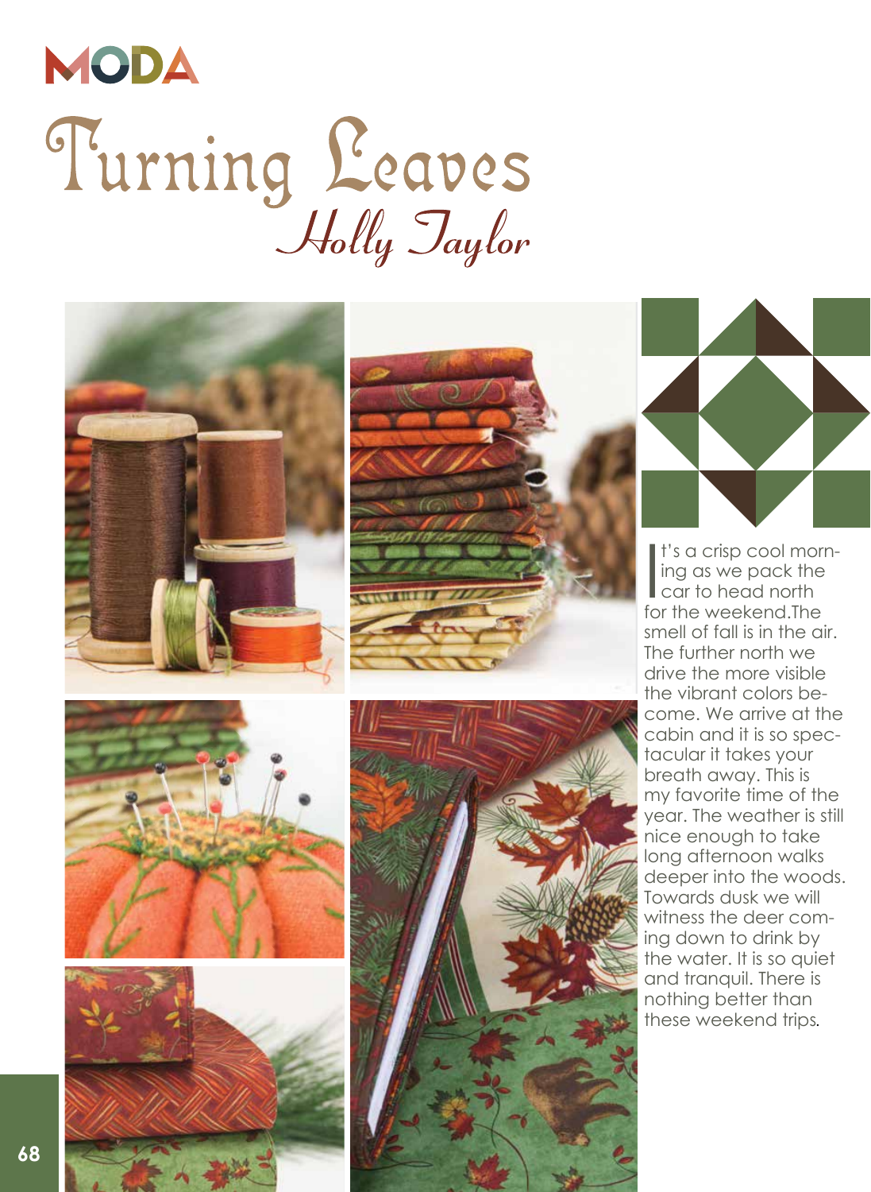MODA

# Turning Leaves

*Holly Taylor*

It's a crisp cool morning as we pack the car to head north for the weekend.The smell of fall is in the air. The further north we drive the more visible the vibrant colors become. We arrive at the cabin and it is so spectacular it takes your breath away. This is my favorite time of the year. The weather is still nice enough to take long afternoon walks deeper into the woods. Towards dusk we will witness the deer coming down to drink by the water. It is so quiet and tranquil. There is nothing better than these weekend trips.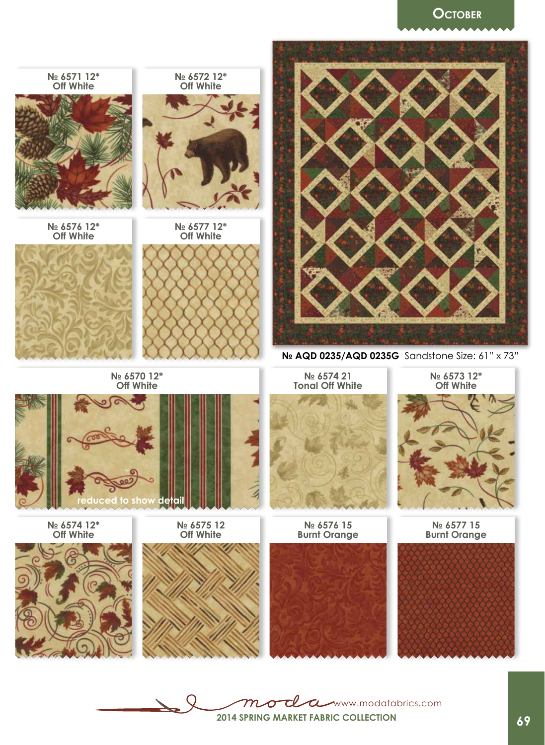# October

№ 6571 12*
Off White

№ 6572 12*
Off White

№ 6576 12*
Off White

№ 6577 12*
Off White

**№ AQD 0235/AQD 0235G** Sandstone Size: 61" x 73"

№ 6570 12*
Off White

reduced to show detail

№ 6574 21
Tonal Off White

№ 6573 12*
Off White

№ 6574 12*
Off White

№ 6575 12
Off White

№ 6576 15
Burnt Orange

№ 6577 15
Burnt Orange

moda www.modafabrics.com

2014 SPRING MARKET FABRIC COLLECTION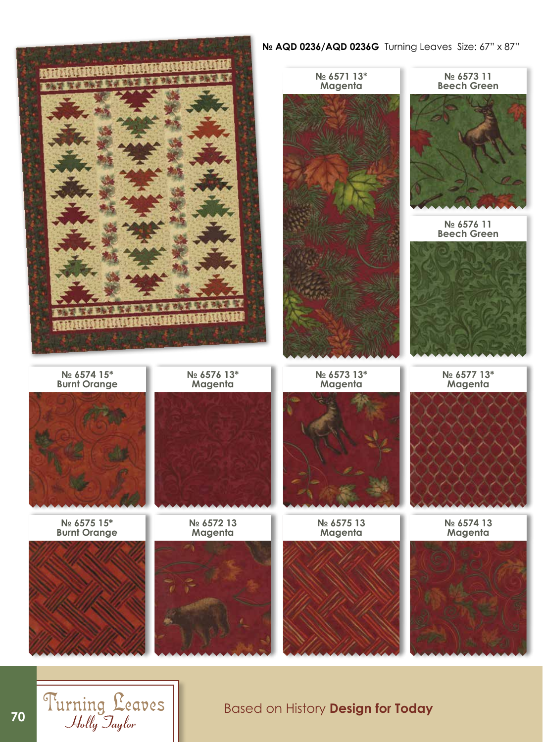**№ AQD 0236/AQD 0236G** Turning Leaves Size: 67" x 87"

№ 6571 13*
Magenta

№ 6573 11
Beech Green

№ 6576 11
Beech Green

№ 6574 15*
Burnt Orange

№ 6576 13*
Magenta

№ 6573 13*
Magenta

№ 6577 13*
Magenta

№ 6575 15*
Burnt Orange

№ 6572 13
Magenta

№ 6575 13
Magenta

№ 6574 13
Magenta

Turning Leaves
Holly Taylor

Based on History **Design for Today**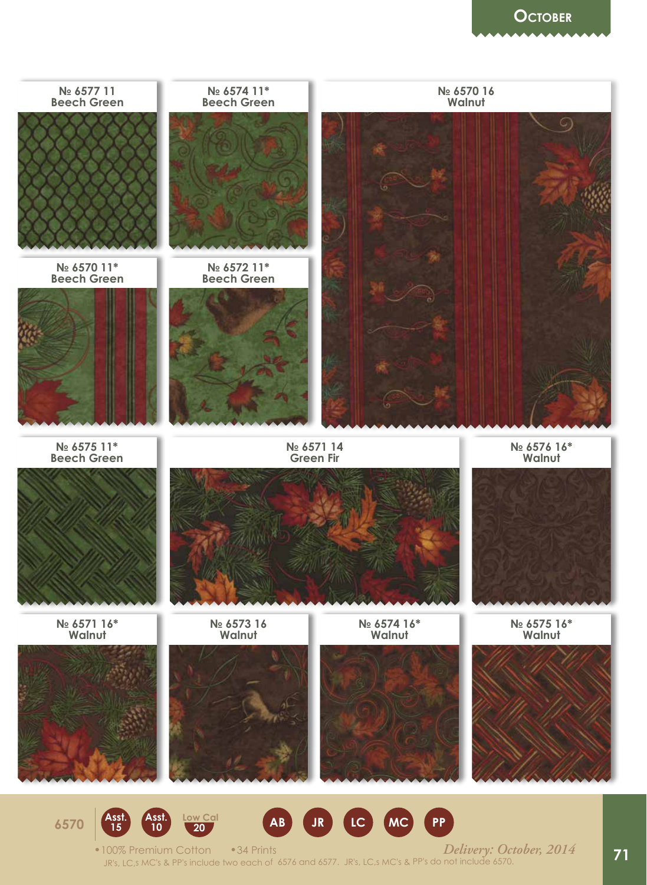# October

№ 6577 11
Beech Green

№ 6574 11*
Beech Green

№ 6570 16
Walnut

№ 6570 11*
Beech Green

№ 6572 11*
Beech Green

№ 6575 11*
Beech Green

№ 6571 14
Green Fir

№ 6576 16*
Walnut

№ 6571 16*
Walnut

№ 6573 16
Walnut

№ 6574 16*
Walnut

№ 6575 16*
Walnut

6570 Asst. 15 Asst. 10 Low Cal 20 AB JR LC MC PP

• 100% Premium Cotton • 34 Prints *Delivery: October, 2014*

JR's, LC,s MC's & PP's include two each of 6576 and 6577. JR's, LC,s MC's & PP's do not include 6570.